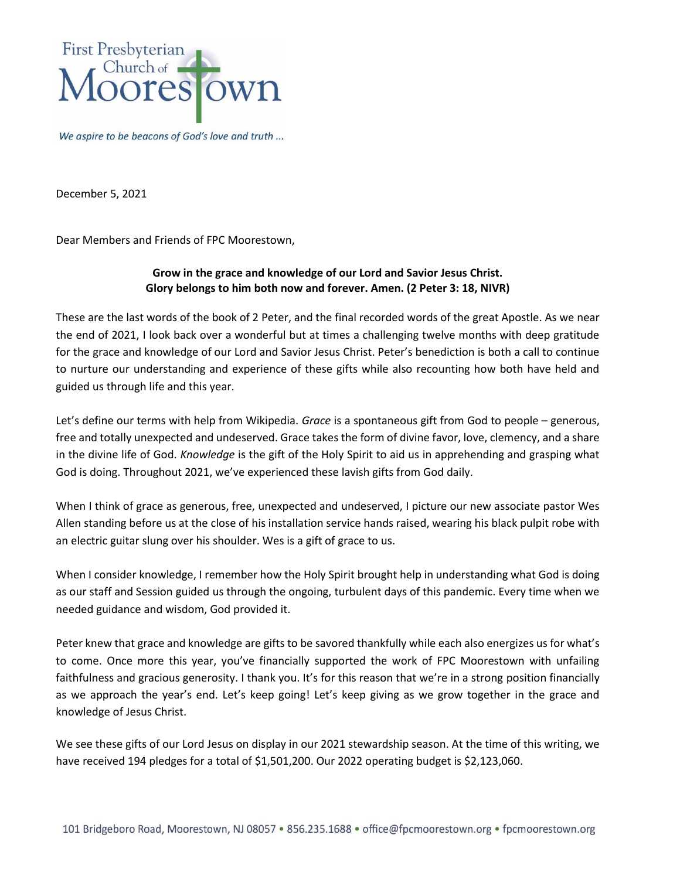First Presbyterian Church of Moorestown

*We aspire to be beacons of God's love and truth ...*

December 5, 2021

Dear Members and Friends of FPC Moorestown,

**Grow in the grace and knowledge of our Lord and Savior Jesus Christ. Glory belongs to him both now and forever. Amen. (2 Peter 3: 18, NIVR)**

These are the last words of the book of 2 Peter, and the final recorded words of the great Apostle. As we near the end of 2021, I look back over a wonderful but at times a challenging twelve months with deep gratitude for the grace and knowledge of our Lord and Savior Jesus Christ. Peter's benediction is both a call to continue to nurture our understanding and experience of these gifts while also recounting how both have held and guided us through life and this year.

Let's define our terms with help from Wikipedia. *Grace* is a spontaneous gift from God to people – generous, free and totally unexpected and undeserved. Grace takes the form of divine favor, love, clemency, and a share in the divine life of God. *Knowledge* is the gift of the Holy Spirit to aid us in apprehending and grasping what God is doing. Throughout 2021, we've experienced these lavish gifts from God daily.

When I think of grace as generous, free, unexpected and undeserved, I picture our new associate pastor Wes Allen standing before us at the close of his installation service hands raised, wearing his black pulpit robe with an electric guitar slung over his shoulder. Wes is a gift of grace to us.

When I consider knowledge, I remember how the Holy Spirit brought help in understanding what God is doing as our staff and Session guided us through the ongoing, turbulent days of this pandemic. Every time when we needed guidance and wisdom, God provided it.

Peter knew that grace and knowledge are gifts to be savored thankfully while each also energizes us for what's to come. Once more this year, you've financially supported the work of FPC Moorestown with unfailing faithfulness and gracious generosity. I thank you. It's for this reason that we're in a strong position financially as we approach the year's end. Let's keep going! Let's keep giving as we grow together in the grace and knowledge of Jesus Christ.

We see these gifts of our Lord Jesus on display in our 2021 stewardship season. At the time of this writing, we have received 194 pledges for a total of $1,501,200. Our 2022 operating budget is $2,123,060.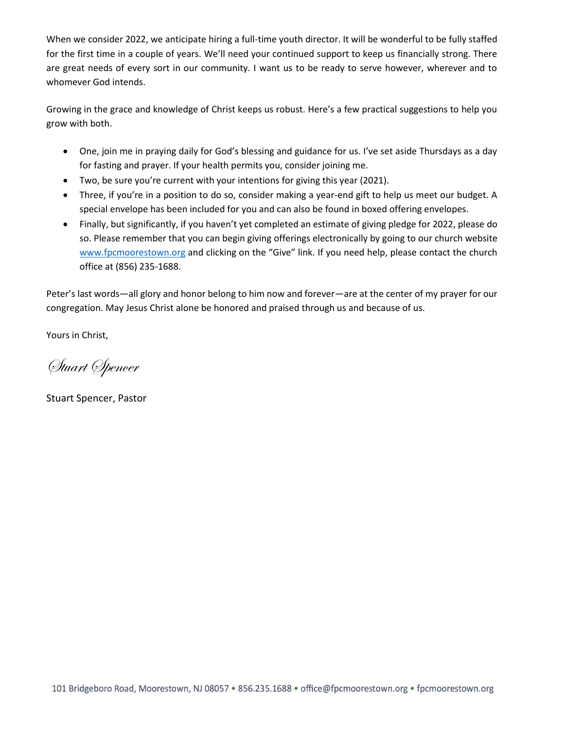When we consider 2022, we anticipate hiring a full-time youth director. It will be wonderful to be fully staffed for the first time in a couple of years. We'll need your continued support to keep us financially strong. There are great needs of every sort in our community. I want us to be ready to serve however, wherever and to whomever God intends.

Growing in the grace and knowledge of Christ keeps us robust. Here's a few practical suggestions to help you grow with both.

- One, join me in praying daily for God's blessing and guidance for us. I've set aside Thursdays as a day for fasting and prayer. If your health permits you, consider joining me.
- Two, be sure you're current with your intentions for giving this year (2021).
- Three, if you're in a position to do so, consider making a year-end gift to help us meet our budget. A special envelope has been included for you and can also be found in boxed offering envelopes.
- Finally, but significantly, if you haven't yet completed an estimate of giving pledge for 2022, please do so. Please remember that you can begin giving offerings electronically by going to our church website [www.fpcmoorestown.org](http://www.fpcmoorestown.org) and clicking on the "Give" link. If you need help, please contact the church office at (856) 235-1688.

Peter's last words—all glory and honor belong to him now and forever—are at the center of my prayer for our congregation. May Jesus Christ alone be honored and praised through us and because of us.

Yours in Christ,

*Stuart Spencer*

Stuart Spencer, Pastor

101 Bridgeboro Road, Moorestown, NJ 08057 • 856.235.1688 • office@fpcmoorestown.org • fpcmoorestown.org